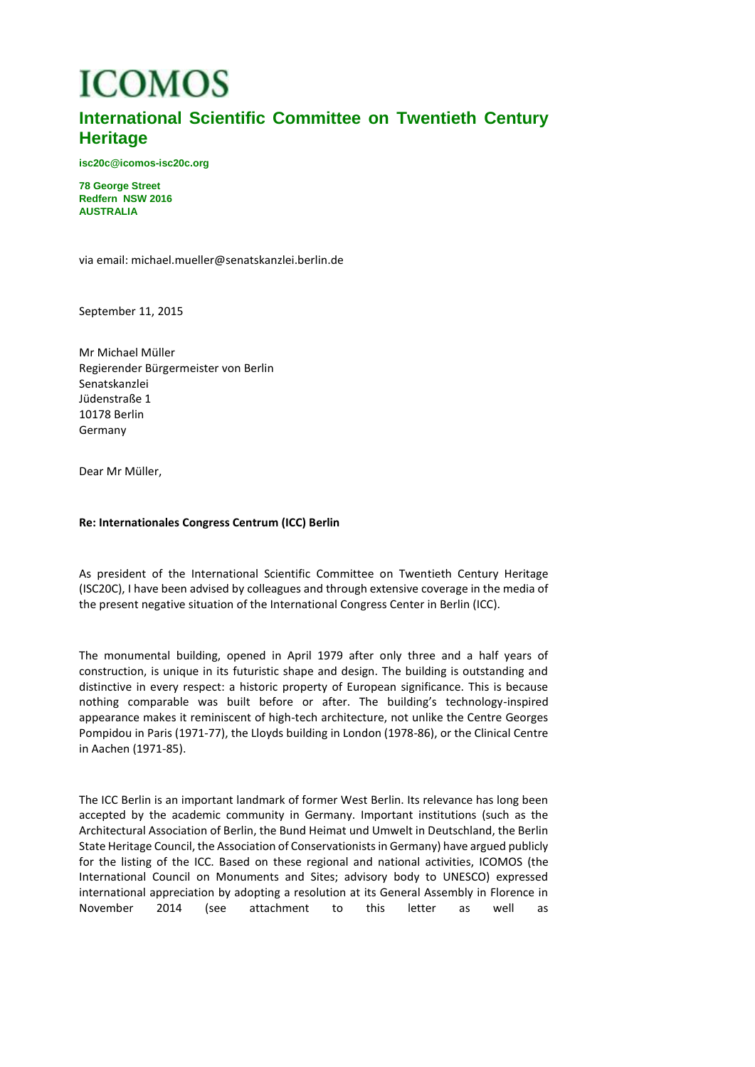# ICOMOS

## International Scientific Committee on Twentieth Century Heritage

**isc20c@icomos-isc20c.org**

**78 George Street**
**Redfern NSW 2016**
**AUSTRALIA**

via email: michael.mueller@senatskanzlei.berlin.de

September 11, 2015

Mr Michael Müller
Regierender Bürgermeister von Berlin
Senatskanzlei
Jüdenstraße 1
10178 Berlin
Germany

Dear Mr Müller,

**Re: Internationales Congress Centrum (ICC) Berlin**

As president of the International Scientific Committee on Twentieth Century Heritage (ISC20C), I have been advised by colleagues and through extensive coverage in the media of the present negative situation of the International Congress Center in Berlin (ICC).

The monumental building, opened in April 1979 after only three and a half years of construction, is unique in its futuristic shape and design. The building is outstanding and distinctive in every respect: a historic property of European significance. This is because nothing comparable was built before or after. The building's technology-inspired appearance makes it reminiscent of high-tech architecture, not unlike the Centre Georges Pompidou in Paris (1971-77), the Lloyds building in London (1978-86), or the Clinical Centre in Aachen (1971-85).

The ICC Berlin is an important landmark of former West Berlin. Its relevance has long been accepted by the academic community in Germany. Important institutions (such as the Architectural Association of Berlin, the Bund Heimat und Umwelt in Deutschland, the Berlin State Heritage Council, the Association of Conservationists in Germany) have argued publicly for the listing of the ICC. Based on these regional and national activities, ICOMOS (the International Council on Monuments and Sites; advisory body to UNESCO) expressed international appreciation by adopting a resolution at its General Assembly in Florence in November 2014 (see attachment to this letter as well as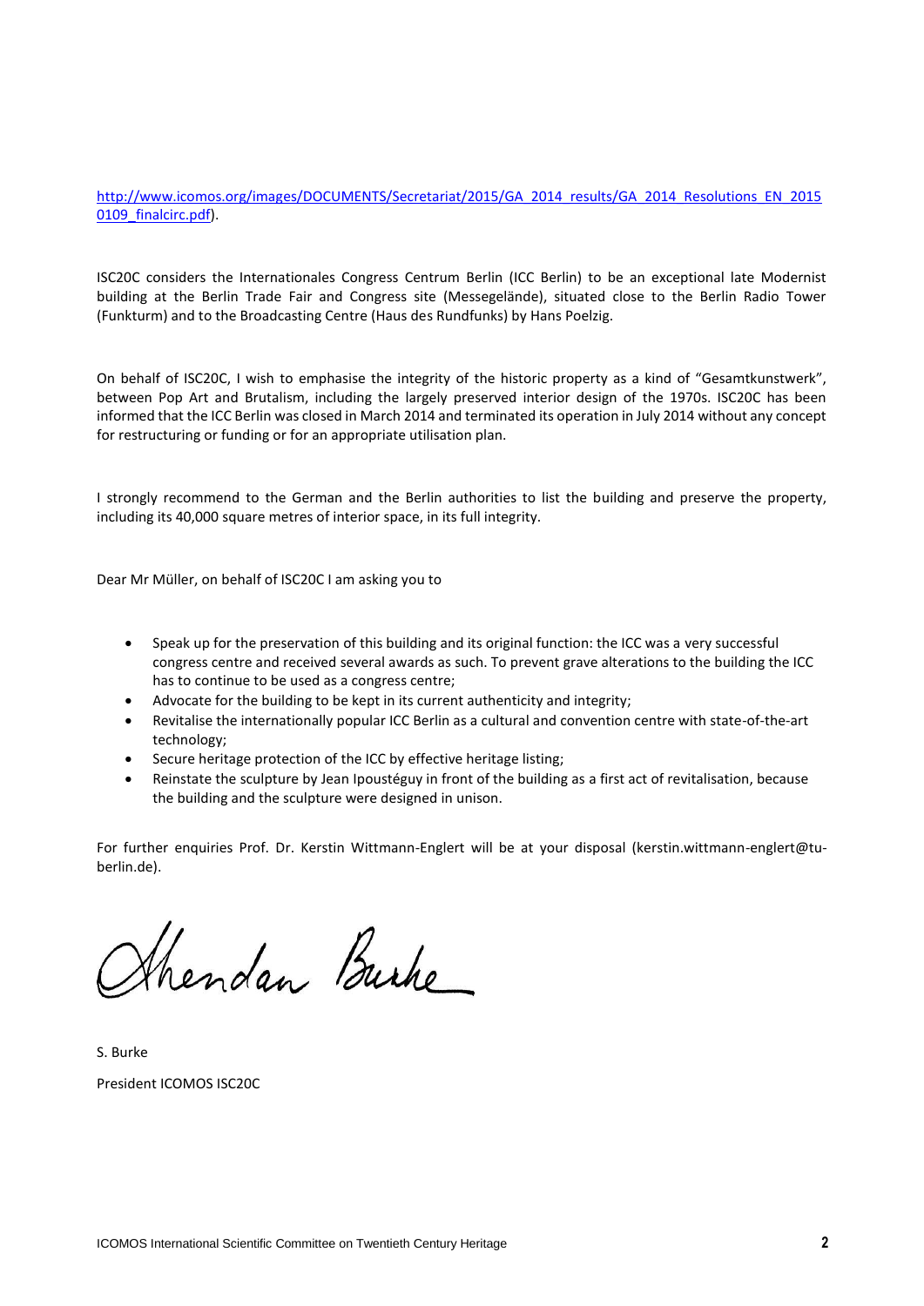http://www.icomos.org/images/DOCUMENTS/Secretariat/2015/GA_2014_results/GA_2014_Resolutions_EN_20150109_finalcirc.pdf).

ISC20C considers the Internationales Congress Centrum Berlin (ICC Berlin) to be an exceptional late Modernist building at the Berlin Trade Fair and Congress site (Messegelände), situated close to the Berlin Radio Tower (Funkturm) and to the Broadcasting Centre (Haus des Rundfunks) by Hans Poelzig.

On behalf of ISC20C, I wish to emphasise the integrity of the historic property as a kind of "Gesamtkunstwerk", between Pop Art and Brutalism, including the largely preserved interior design of the 1970s. ISC20C has been informed that the ICC Berlin was closed in March 2014 and terminated its operation in July 2014 without any concept for restructuring or funding or for an appropriate utilisation plan.

I strongly recommend to the German and the Berlin authorities to list the building and preserve the property, including its 40,000 square metres of interior space, in its full integrity.

Dear Mr Müller, on behalf of ISC20C I am asking you to

- Speak up for the preservation of this building and its original function: the ICC was a very successful congress centre and received several awards as such. To prevent grave alterations to the building the ICC has to continue to be used as a congress centre;
- Advocate for the building to be kept in its current authenticity and integrity;
- Revitalise the internationally popular ICC Berlin as a cultural and convention centre with state-of-the-art technology;
- Secure heritage protection of the ICC by effective heritage listing;
- Reinstate the sculpture by Jean Ipoustéguy in front of the building as a first act of revitalisation, because the building and the sculpture were designed in unison.

For further enquiries Prof. Dr. Kerstin Wittmann-Englert will be at your disposal (kerstin.wittmann-englert@tu-berlin.de).

Sheridan Burke

S. Burke

President ICOMOS ISC20C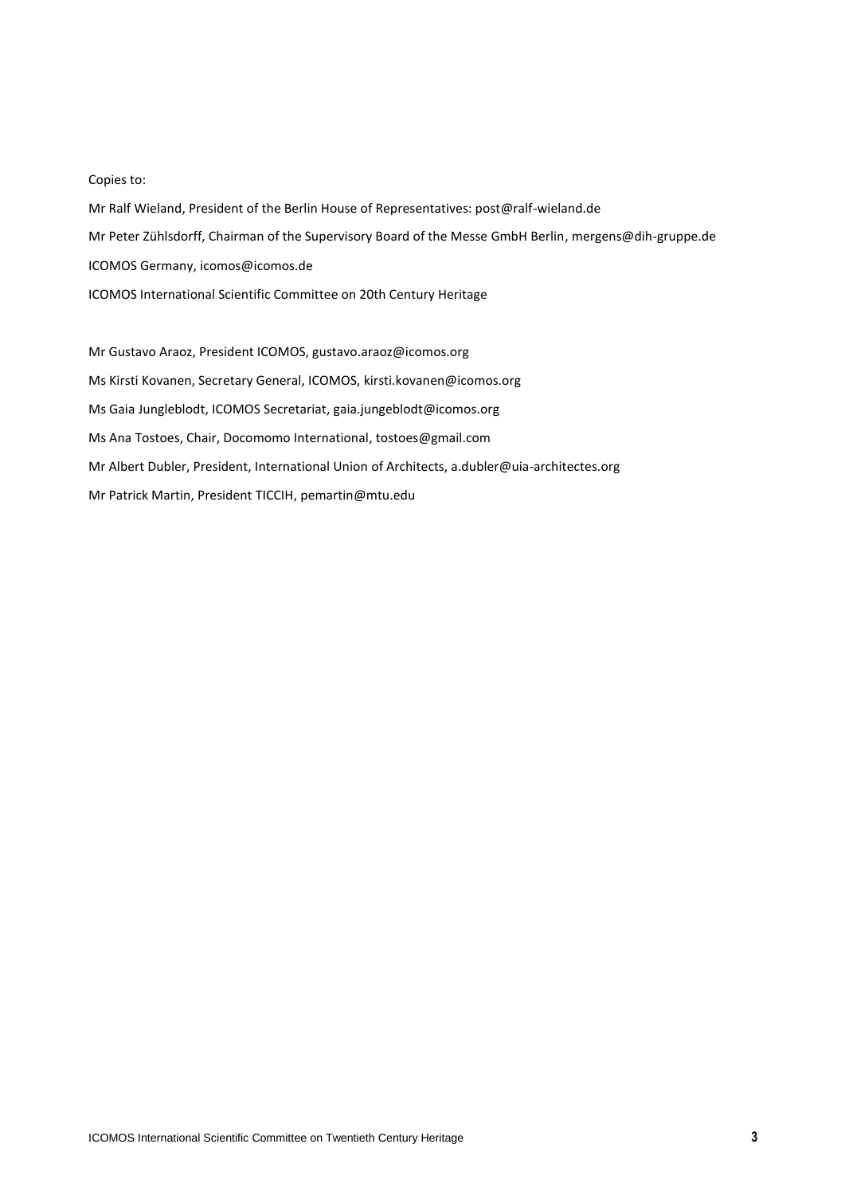Copies to:

Mr Ralf Wieland, President of the Berlin House of Representatives: post@ralf-wieland.de

Mr Peter Zühlsdorff, Chairman of the Supervisory Board of the Messe GmbH Berlin, mergens@dih-gruppe.de

ICOMOS Germany, icomos@icomos.de

ICOMOS International Scientific Committee on 20th Century Heritage

Mr Gustavo Araoz, President ICOMOS, gustavo.araoz@icomos.org

Ms Kirsti Kovanen, Secretary General, ICOMOS, kirsti.kovanen@icomos.org

Ms Gaia Jungleblodt, ICOMOS Secretariat, gaia.jungeblodt@icomos.org

Ms Ana Tostoes, Chair, Docomomo International, tostoes@gmail.com

Mr Albert Dubler, President, International Union of Architects, a.dubler@uia-architectes.org

Mr Patrick Martin, President TICCIH, pemartin@mtu.edu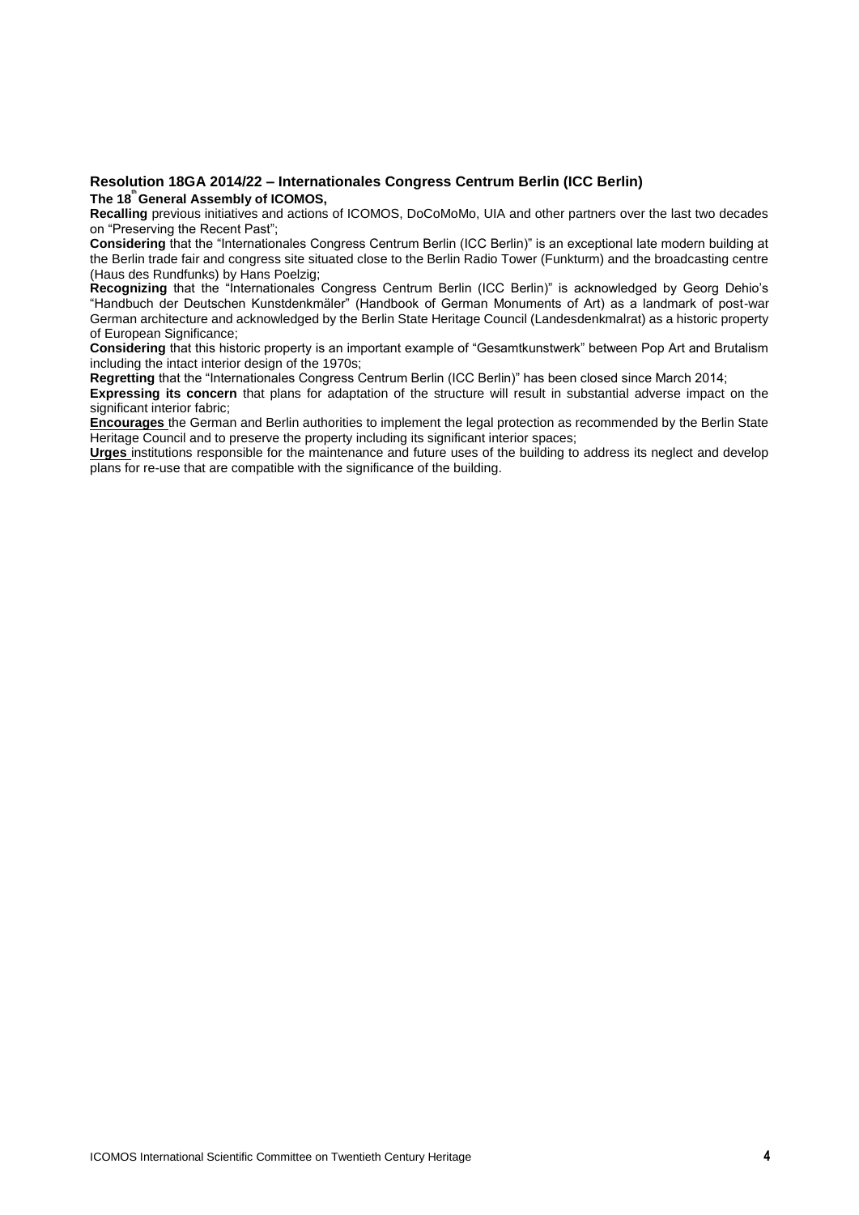### Resolution 18GA 2014/22 – Internationales Congress Centrum Berlin (ICC Berlin)

**The 18th General Assembly of ICOMOS,**

**Recalling** previous initiatives and actions of ICOMOS, DoCoMoMo, UIA and other partners over the last two decades on "Preserving the Recent Past";

**Considering** that the "Internationales Congress Centrum Berlin (ICC Berlin)" is an exceptional late modern building at the Berlin trade fair and congress site situated close to the Berlin Radio Tower (Funkturm) and the broadcasting centre (Haus des Rundfunks) by Hans Poelzig;

**Recognizing** that the "Internationales Congress Centrum Berlin (ICC Berlin)" is acknowledged by Georg Dehio's "Handbuch der Deutschen Kunstdenkmäler" (Handbook of German Monuments of Art) as a landmark of post-war German architecture and acknowledged by the Berlin State Heritage Council (Landesdenkmalrat) as a historic property of European Significance;

**Considering** that this historic property is an important example of "Gesamtkunstwerk" between Pop Art and Brutalism including the intact interior design of the 1970s;

**Regretting** that the "Internationales Congress Centrum Berlin (ICC Berlin)" has been closed since March 2014;

**Expressing its concern** that plans for adaptation of the structure will result in substantial adverse impact on the significant interior fabric;

**Encourages** the German and Berlin authorities to implement the legal protection as recommended by the Berlin State Heritage Council and to preserve the property including its significant interior spaces;

**Urges** institutions responsible for the maintenance and future uses of the building to address its neglect and develop plans for re-use that are compatible with the significance of the building.